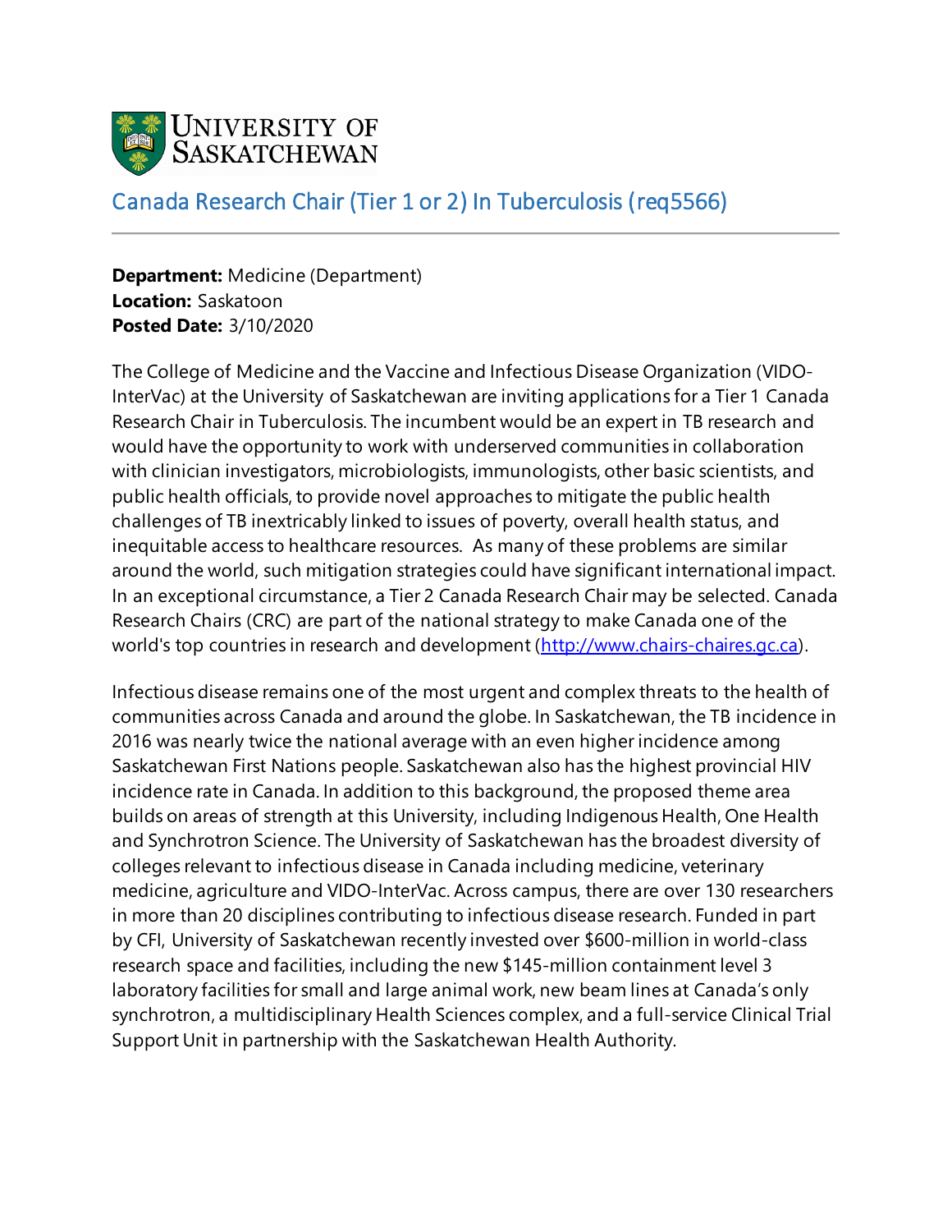University of Saskatchewan

# Canada Research Chair (Tier 1 or 2) In Tuberculosis (req5566)

---

**Department:** Medicine (Department)
**Location:** Saskatoon
**Posted Date:** 3/10/2020

The College of Medicine and the Vaccine and Infectious Disease Organization (VIDO-InterVac) at the University of Saskatchewan are inviting applications for a Tier 1 Canada Research Chair in Tuberculosis. The incumbent would be an expert in TB research and would have the opportunity to work with underserved communities in collaboration with clinician investigators, microbiologists, immunologists, other basic scientists, and public health officials, to provide novel approaches to mitigate the public health challenges of TB inextricably linked to issues of poverty, overall health status, and inequitable access to healthcare resources. As many of these problems are similar around the world, such mitigation strategies could have significant international impact. In an exceptional circumstance, a Tier 2 Canada Research Chair may be selected. Canada Research Chairs (CRC) are part of the national strategy to make Canada one of the world's top countries in research and development (http://www.chairs-chaires.gc.ca).

Infectious disease remains one of the most urgent and complex threats to the health of communities across Canada and around the globe. In Saskatchewan, the TB incidence in 2016 was nearly twice the national average with an even higher incidence among Saskatchewan First Nations people. Saskatchewan also has the highest provincial HIV incidence rate in Canada. In addition to this background, the proposed theme area builds on areas of strength at this University, including Indigenous Health, One Health and Synchrotron Science. The University of Saskatchewan has the broadest diversity of colleges relevant to infectious disease in Canada including medicine, veterinary medicine, agriculture and VIDO-InterVac. Across campus, there are over 130 researchers in more than 20 disciplines contributing to infectious disease research. Funded in part by CFI, University of Saskatchewan recently invested over $600-million in world-class research space and facilities, including the new $145-million containment level 3 laboratory facilities for small and large animal work, new beam lines at Canada's only synchrotron, a multidisciplinary Health Sciences complex, and a full-service Clinical Trial Support Unit in partnership with the Saskatchewan Health Authority.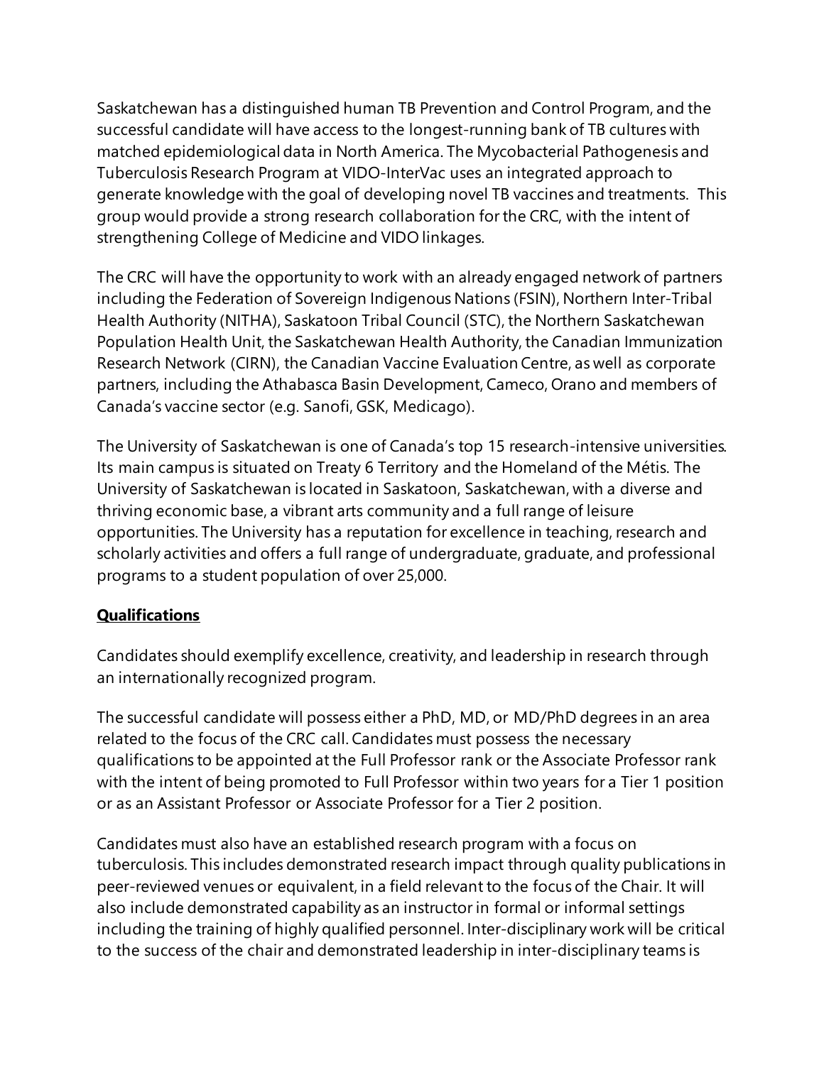Saskatchewan has a distinguished human TB Prevention and Control Program, and the successful candidate will have access to the longest-running bank of TB cultures with matched epidemiological data in North America. The Mycobacterial Pathogenesis and Tuberculosis Research Program at VIDO-InterVac uses an integrated approach to generate knowledge with the goal of developing novel TB vaccines and treatments. This group would provide a strong research collaboration for the CRC, with the intent of strengthening College of Medicine and VIDO linkages.

The CRC will have the opportunity to work with an already engaged network of partners including the Federation of Sovereign Indigenous Nations (FSIN), Northern Inter-Tribal Health Authority (NITHA), Saskatoon Tribal Council (STC), the Northern Saskatchewan Population Health Unit, the Saskatchewan Health Authority, the Canadian Immunization Research Network (CIRN), the Canadian Vaccine Evaluation Centre, as well as corporate partners, including the Athabasca Basin Development, Cameco, Orano and members of Canada's vaccine sector (e.g. Sanofi, GSK, Medicago).

The University of Saskatchewan is one of Canada's top 15 research-intensive universities. Its main campus is situated on Treaty 6 Territory and the Homeland of the Métis. The University of Saskatchewan is located in Saskatoon, Saskatchewan, with a diverse and thriving economic base, a vibrant arts community and a full range of leisure opportunities. The University has a reputation for excellence in teaching, research and scholarly activities and offers a full range of undergraduate, graduate, and professional programs to a student population of over 25,000.

## Qualifications

Candidates should exemplify excellence, creativity, and leadership in research through an internationally recognized program.

The successful candidate will possess either a PhD, MD, or MD/PhD degrees in an area related to the focus of the CRC call. Candidates must possess the necessary qualifications to be appointed at the Full Professor rank or the Associate Professor rank with the intent of being promoted to Full Professor within two years for a Tier 1 position or as an Assistant Professor or Associate Professor for a Tier 2 position.

Candidates must also have an established research program with a focus on tuberculosis. This includes demonstrated research impact through quality publications in peer-reviewed venues or equivalent, in a field relevant to the focus of the Chair. It will also include demonstrated capability as an instructor in formal or informal settings including the training of highly qualified personnel. Inter-disciplinary work will be critical to the success of the chair and demonstrated leadership in inter-disciplinary teams is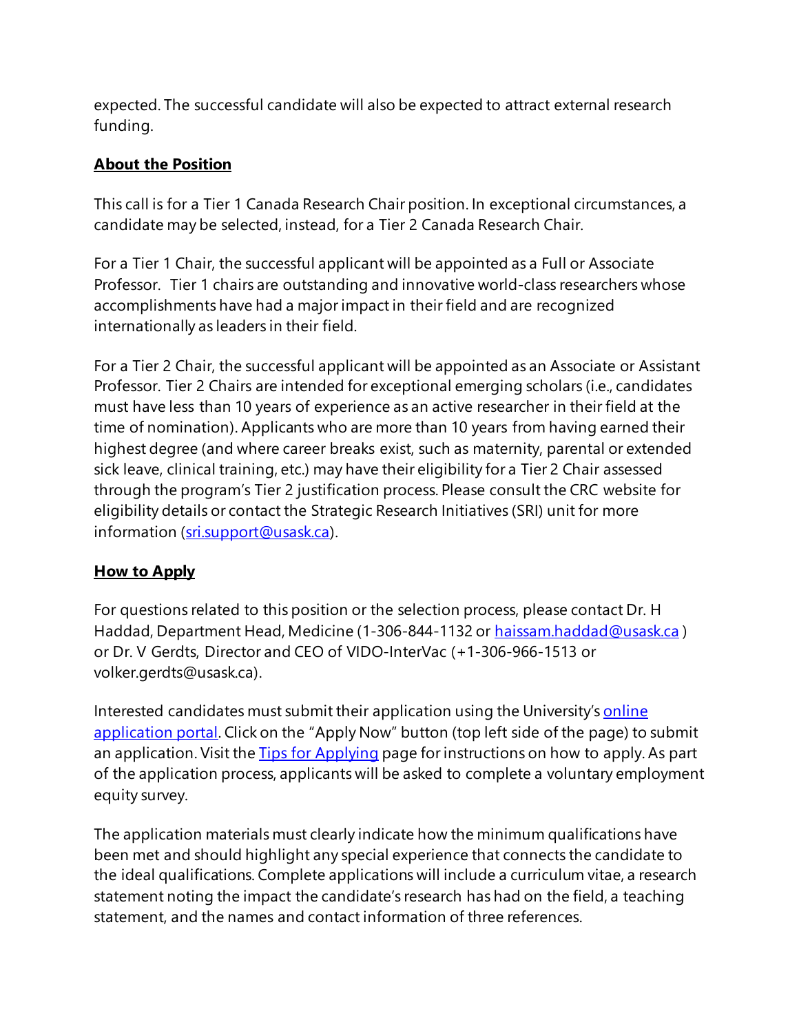expected. The successful candidate will also be expected to attract external research funding.

## **About the Position**

This call is for a Tier 1 Canada Research Chair position. In exceptional circumstances, a candidate may be selected, instead, for a Tier 2 Canada Research Chair.

For a Tier 1 Chair, the successful applicant will be appointed as a Full or Associate Professor. Tier 1 chairs are outstanding and innovative world-class researchers whose accomplishments have had a major impact in their field and are recognized internationally as leaders in their field.

For a Tier 2 Chair, the successful applicant will be appointed as an Associate or Assistant Professor. Tier 2 Chairs are intended for exceptional emerging scholars (i.e., candidates must have less than 10 years of experience as an active researcher in their field at the time of nomination). Applicants who are more than 10 years from having earned their highest degree (and where career breaks exist, such as maternity, parental or extended sick leave, clinical training, etc.) may have their eligibility for a Tier 2 Chair assessed through the program's Tier 2 justification process. Please consult the CRC website for eligibility details or contact the Strategic Research Initiatives (SRI) unit for more information (sri.support@usask.ca).

## **How to Apply**

For questions related to this position or the selection process, please contact Dr. H Haddad, Department Head, Medicine (1-306-844-1132 or haissam.haddad@usask.ca ) or Dr. V Gerdts, Director and CEO of VIDO-InterVac (+1-306-966-1513 or volker.gerdts@usask.ca).

Interested candidates must submit their application using the University's online application portal. Click on the "Apply Now" button (top left side of the page) to submit an application. Visit the Tips for Applying page for instructions on how to apply. As part of the application process, applicants will be asked to complete a voluntary employment equity survey.

The application materials must clearly indicate how the minimum qualifications have been met and should highlight any special experience that connects the candidate to the ideal qualifications. Complete applications will include a curriculum vitae, a research statement noting the impact the candidate's research has had on the field, a teaching statement, and the names and contact information of three references.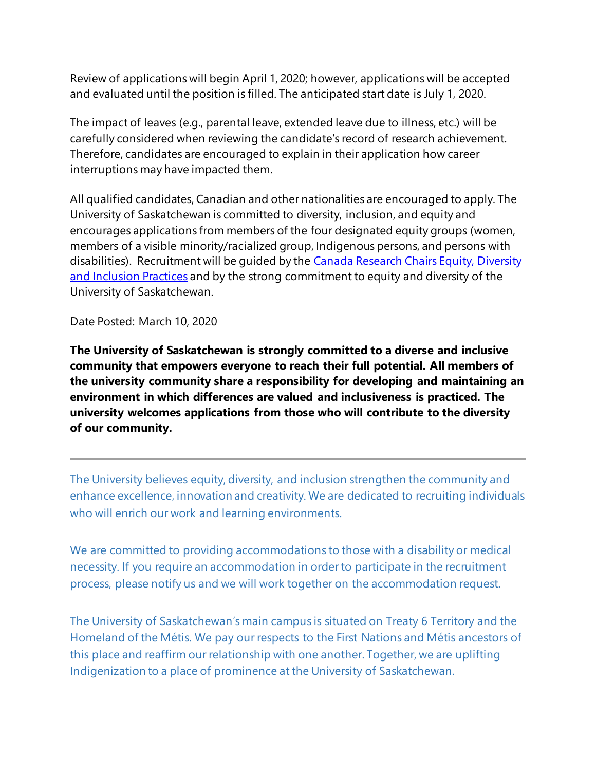Review of applications will begin April 1, 2020; however, applications will be accepted and evaluated until the position is filled. The anticipated start date is July 1, 2020.

The impact of leaves (e.g., parental leave, extended leave due to illness, etc.) will be carefully considered when reviewing the candidate's record of research achievement. Therefore, candidates are encouraged to explain in their application how career interruptions may have impacted them.

All qualified candidates, Canadian and other nationalities are encouraged to apply. The University of Saskatchewan is committed to diversity, inclusion, and equity and encourages applications from members of the four designated equity groups (women, members of a visible minority/racialized group, Indigenous persons, and persons with disabilities). Recruitment will be guided by the Canada Research Chairs Equity, Diversity and Inclusion Practices and by the strong commitment to equity and diversity of the University of Saskatchewan.

Date Posted: March 10, 2020

**The University of Saskatchewan is strongly committed to a diverse and inclusive community that empowers everyone to reach their full potential. All members of the university community share a responsibility for developing and maintaining an environment in which differences are valued and inclusiveness is practiced. The university welcomes applications from those who will contribute to the diversity of our community.**

---

The University believes equity, diversity, and inclusion strengthen the community and enhance excellence, innovation and creativity. We are dedicated to recruiting individuals who will enrich our work and learning environments.

We are committed to providing accommodations to those with a disability or medical necessity. If you require an accommodation in order to participate in the recruitment process, please notify us and we will work together on the accommodation request.

The University of Saskatchewan's main campus is situated on Treaty 6 Territory and the Homeland of the Métis. We pay our respects to the First Nations and Métis ancestors of this place and reaffirm our relationship with one another. Together, we are uplifting Indigenization to a place of prominence at the University of Saskatchewan.